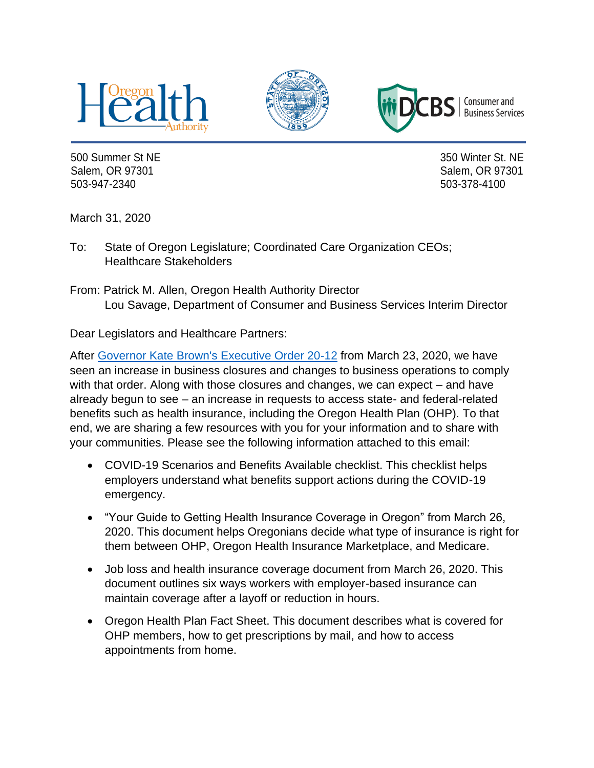Oregon Health Authority | State of Oregon 1859 | DCBS Consumer and Business Services

500 Summer St NE
Salem, OR 97301
503-947-2340

350 Winter St. NE
Salem, OR 97301
503-378-4100

March 31, 2020

To: State of Oregon Legislature; Coordinated Care Organization CEOs; Healthcare Stakeholders

From: Patrick M. Allen, Oregon Health Authority Director
Lou Savage, Department of Consumer and Business Services Interim Director

Dear Legislators and Healthcare Partners:

After [Governor Kate Brown's Executive Order 20-12] from March 23, 2020, we have seen an increase in business closures and changes to business operations to comply with that order. Along with those closures and changes, we can expect – and have already begun to see – an increase in requests to access state- and federal-related benefits such as health insurance, including the Oregon Health Plan (OHP). To that end, we are sharing a few resources with you for your information and to share with your communities. Please see the following information attached to this email:

- COVID-19 Scenarios and Benefits Available checklist. This checklist helps employers understand what benefits support actions during the COVID-19 emergency.
- "Your Guide to Getting Health Insurance Coverage in Oregon" from March 26, 2020. This document helps Oregonians decide what type of insurance is right for them between OHP, Oregon Health Insurance Marketplace, and Medicare.
- Job loss and health insurance coverage document from March 26, 2020. This document outlines six ways workers with employer-based insurance can maintain coverage after a layoff or reduction in hours.
- Oregon Health Plan Fact Sheet. This document describes what is covered for OHP members, how to get prescriptions by mail, and how to access appointments from home.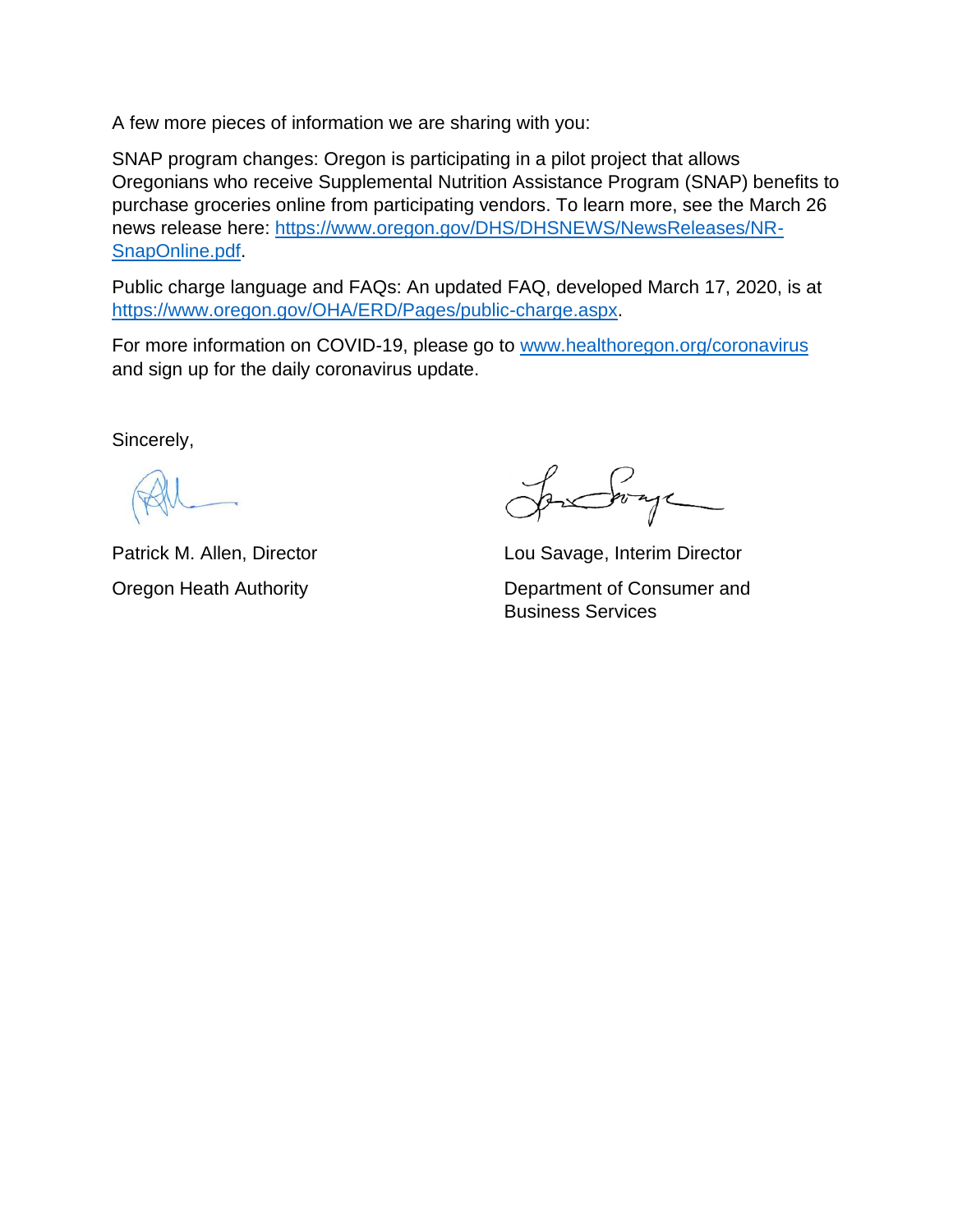A few more pieces of information we are sharing with you:

SNAP program changes: Oregon is participating in a pilot project that allows Oregonians who receive Supplemental Nutrition Assistance Program (SNAP) benefits to purchase groceries online from participating vendors. To learn more, see the March 26 news release here: https://www.oregon.gov/DHS/DHSNEWS/NewsReleases/NR-SnapOnline.pdf.

Public charge language and FAQs: An updated FAQ, developed March 17, 2020, is at https://www.oregon.gov/OHA/ERD/Pages/public-charge.aspx.

For more information on COVID-19, please go to www.healthoregon.org/coronavirus and sign up for the daily coronavirus update.

Sincerely,

Patrick M. Allen, Director
Oregon Heath Authority

Lou Savage, Interim Director
Department of Consumer and Business Services